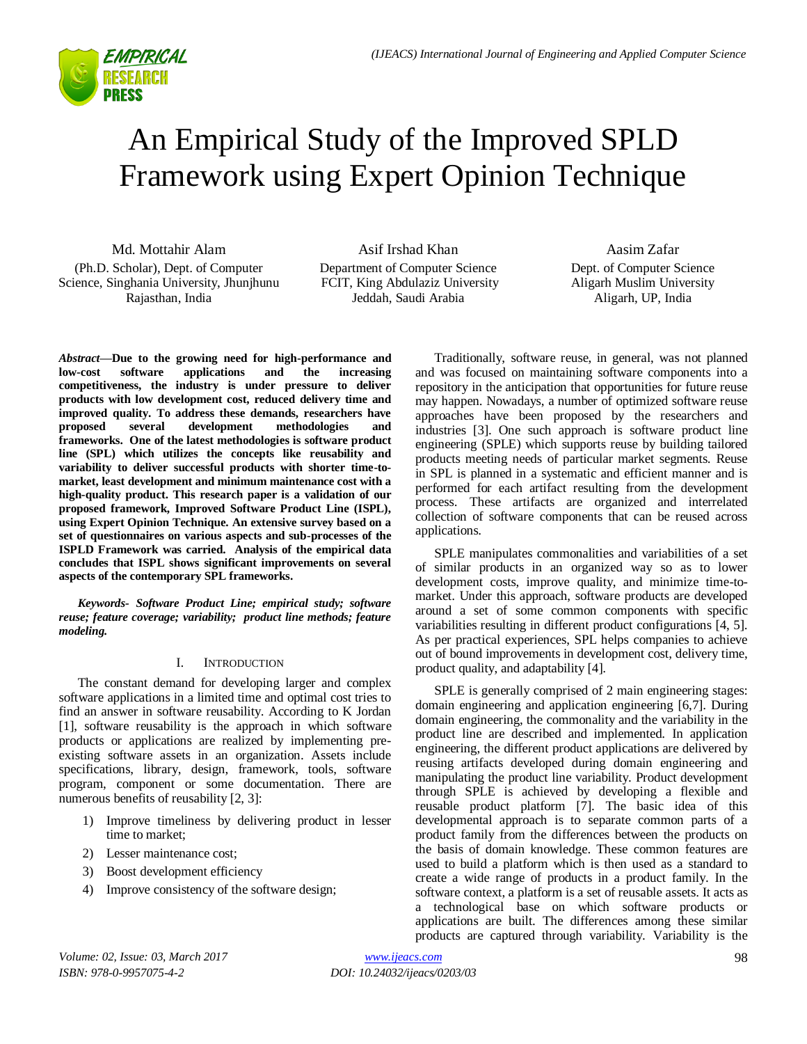# An Empirical Study of the Improved SPLD Framework using Expert Opinion Technique

Md. Mottahir Alam
(Ph.D. Scholar), Dept. of Computer Science, Singhania University, Jhunjhunu Rajasthan, India

Asif Irshad Khan
Department of Computer Science FCIT, King Abdulaziz University Jeddah, Saudi Arabia

Aasim Zafar
Dept. of Computer Science Aligarh Muslim University Aligarh, UP, India

***Abstract*—Due to the growing need for high-performance and low-cost software applications and the increasing competitiveness, the industry is under pressure to deliver products with low development cost, reduced delivery time and improved quality. To address these demands, researchers have proposed several development methodologies and frameworks. One of the latest methodologies is software product line (SPL) which utilizes the concepts like reusability and variability to deliver successful products with shorter time-to-market, least development and minimum maintenance cost with a high-quality product. This research paper is a validation of our proposed framework, Improved Software Product Line (ISPL), using Expert Opinion Technique. An extensive survey based on a set of questionnaires on various aspects and sub-processes of the ISPLD Framework was carried. Analysis of the empirical data concludes that ISPL shows significant improvements on several aspects of the contemporary SPL frameworks.**

***Keywords- Software Product Line; empirical study; software reuse; feature coverage; variability; product line methods; feature modeling.***

## I. Introduction

The constant demand for developing larger and complex software applications in a limited time and optimal cost tries to find an answer in software reusability. According to K Jordan [1], software reusability is the approach in which software products or applications are realized by implementing pre-existing software assets in an organization. Assets include specifications, library, design, framework, tools, software program, component or some documentation. There are numerous benefits of reusability [2, 3]:

1) Improve timeliness by delivering product in lesser time to market;
2) Lesser maintenance cost;
3) Boost development efficiency
4) Improve consistency of the software design;

Traditionally, software reuse, in general, was not planned and was focused on maintaining software components into a repository in the anticipation that opportunities for future reuse may happen. Nowadays, a number of optimized software reuse approaches have been proposed by the researchers and industries [3]. One such approach is software product line engineering (SPLE) which supports reuse by building tailored products meeting needs of particular market segments. Reuse in SPL is planned in a systematic and efficient manner and is performed for each artifact resulting from the development process. These artifacts are organized and interrelated collection of software components that can be reused across applications.

SPLE manipulates commonalities and variabilities of a set of similar products in an organized way so as to lower development costs, improve quality, and minimize time-to-market. Under this approach, software products are developed around a set of some common components with specific variabilities resulting in different product configurations [4, 5]. As per practical experiences, SPL helps companies to achieve out of bound improvements in development cost, delivery time, product quality, and adaptability [4].

SPLE is generally comprised of 2 main engineering stages: domain engineering and application engineering [6,7]. During domain engineering, the commonality and the variability in the product line are described and implemented. In application engineering, the different product applications are delivered by reusing artifacts developed during domain engineering and manipulating the product line variability. Product development through SPLE is achieved by developing a flexible and reusable product platform [7]. The basic idea of this developmental approach is to separate common parts of a product family from the differences between the products on the basis of domain knowledge. These common features are used to build a platform which is then used as a standard to create a wide range of products in a product family. In the software context, a platform is a set of reusable assets. It acts as a technological base on which software products or applications are built. The differences among these similar products are captured through variability. Variability is the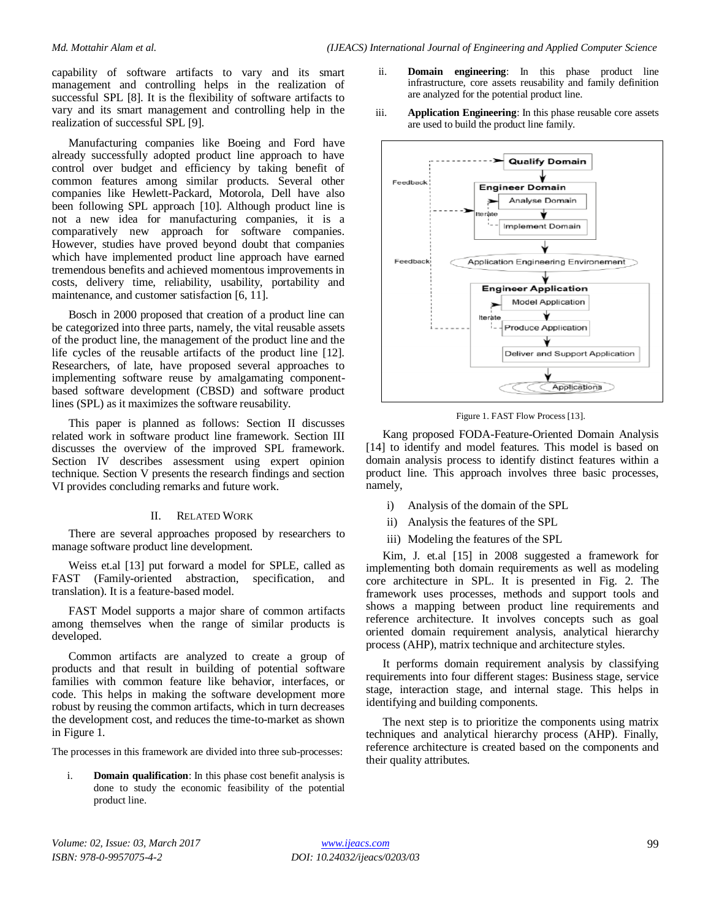capability of software artifacts to vary and its smart management and controlling helps in the realization of successful SPL [8]. It is the flexibility of software artifacts to vary and its smart management and controlling help in the realization of successful SPL [9].

Manufacturing companies like Boeing and Ford have already successfully adopted product line approach to have control over budget and efficiency by taking benefit of common features among similar products. Several other companies like Hewlett-Packard, Motorola, Dell have also been following SPL approach [10]. Although product line is not a new idea for manufacturing companies, it is a comparatively new approach for software companies. However, studies have proved beyond doubt that companies which have implemented product line approach have earned tremendous benefits and achieved momentous improvements in costs, delivery time, reliability, usability, portability and maintenance, and customer satisfaction [6, 11].

Bosch in 2000 proposed that creation of a product line can be categorized into three parts, namely, the vital reusable assets of the product line, the management of the product line and the life cycles of the reusable artifacts of the product line [12]. Researchers, of late, have proposed several approaches to implementing software reuse by amalgamating component-based software development (CBSD) and software product lines (SPL) as it maximizes the software reusability.

This paper is planned as follows: Section II discusses related work in software product line framework. Section III discusses the overview of the improved SPL framework. Section IV describes assessment using expert opinion technique. Section V presents the research findings and section VI provides concluding remarks and future work.

## II. Related Work

There are several approaches proposed by researchers to manage software product line development.

Weiss et.al [13] put forward a model for SPLE, called as FAST (Family-oriented abstraction, specification, and translation). It is a feature-based model.

FAST Model supports a major share of common artifacts among themselves when the range of similar products is developed.

Common artifacts are analyzed to create a group of products and that result in building of potential software families with common feature like behavior, interfaces, or code. This helps in making the software development more robust by reusing the common artifacts, which in turn decreases the development cost, and reduces the time-to-market as shown in Figure 1.

The processes in this framework are divided into three sub-processes:

i. **Domain qualification**: In this phase cost benefit analysis is done to study the economic feasibility of the potential product line.

ii. **Domain engineering**: In this phase product line infrastructure, core assets reusability and family definition are analyzed for the potential product line.

iii. **Application Engineering**: In this phase reusable core assets are used to build the product line family.

Figure 1. FAST Flow Process [13].

Kang proposed FODA-Feature-Oriented Domain Analysis [14] to identify and model features. This model is based on domain analysis process to identify distinct features within a product line. This approach involves three basic processes, namely,

i) Analysis of the domain of the SPL
ii) Analysis the features of the SPL
iii) Modeling the features of the SPL

Kim, J. et.al [15] in 2008 suggested a framework for implementing both domain requirements as well as modeling core architecture in SPL. It is presented in Fig. 2. The framework uses processes, methods and support tools and shows a mapping between product line requirements and reference architecture. It involves concepts such as goal oriented domain requirement analysis, analytical hierarchy process (AHP), matrix technique and architecture styles.

It performs domain requirement analysis by classifying requirements into four different stages: Business stage, service stage, interaction stage, and internal stage. This helps in identifying and building components.

The next step is to prioritize the components using matrix techniques and analytical hierarchy process (AHP). Finally, reference architecture is created based on the components and their quality attributes.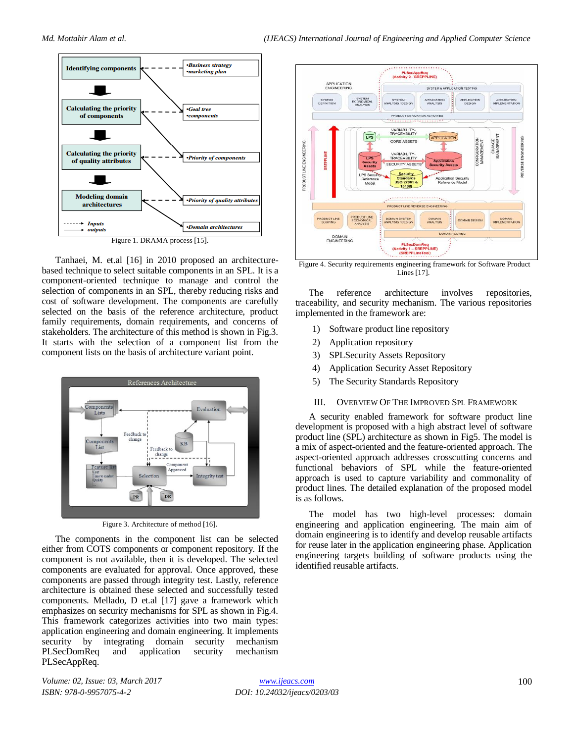Figure 1. DRAMA process [15].

Tanhaei, M. et.al [16] in 2010 proposed an architecture-based technique to select suitable components in an SPL. It is a component-oriented technique to manage and control the selection of components in an SPL, thereby reducing risks and cost of software development. The components are carefully selected on the basis of the reference architecture, product family requirements, domain requirements, and concerns of stakeholders. The architecture of this method is shown in Fig.3. It starts with the selection of a component list from the component lists on the basis of architecture variant point.

Figure 3. Architecture of method [16].

The components in the component list can be selected either from COTS components or component repository. If the component is not available, then it is developed. The selected components are evaluated for approval. Once approved, these components are passed through integrity test. Lastly, reference architecture is obtained these selected and successfully tested components. Mellado, D et.al [17] gave a framework which emphasizes on security mechanisms for SPL as shown in Fig.4. This framework categorizes activities into two main types: application engineering and domain engineering. It implements security by integrating domain security mechanism PLSecDomReq and application security mechanism PLSecAppReq.

Figure 4. Security requirements engineering framework for Software Product Lines [17].

The reference architecture involves repositories, traceability, and security mechanism. The various repositories implemented in the framework are:

1) Software product line repository
2) Application repository
3) SPLSecurity Assets Repository
4) Application Security Asset Repository
5) The Security Standards Repository

## III. Overview Of The Improved SPL Framework

A security enabled framework for software product line development is proposed with a high abstract level of software product line (SPL) architecture as shown in Fig5. The model is a mix of aspect-oriented and the feature-oriented approach. The aspect-oriented approach addresses crosscutting concerns and functional behaviors of SPL while the feature-oriented approach is used to capture variability and commonality of product lines. The detailed explanation of the proposed model is as follows.

The model has two high-level processes: domain engineering and application engineering. The main aim of domain engineering is to identify and develop reusable artifacts for reuse later in the application engineering phase. Application engineering targets building of software products using the identified reusable artifacts.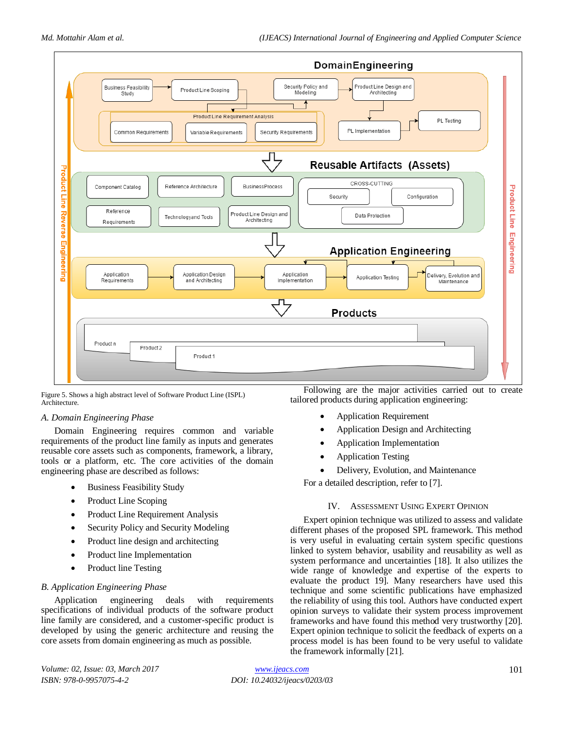Figure 5. Shows a high abstract level of Software Product Line (ISPL) Architecture.

### A. Domain Engineering Phase

Domain Engineering requires common and variable requirements of the product line family as inputs and generates reusable core assets such as components, framework, a library, tools or a platform, etc. The core activities of the domain engineering phase are described as follows:

- Business Feasibility Study
- Product Line Scoping
- Product Line Requirement Analysis
- Security Policy and Security Modeling
- Product line design and architecting
- Product line Implementation
- Product line Testing

### B. Application Engineering Phase

Application engineering deals with requirements specifications of individual products of the software product line family are considered, and a customer-specific product is developed by using the generic architecture and reusing the core assets from domain engineering as much as possible.

Following are the major activities carried out to create tailored products during application engineering:

- Application Requirement
- Application Design and Architecting
- Application Implementation
- Application Testing
- Delivery, Evolution, and Maintenance

For a detailed description, refer to [7].

## IV. Assessment Using Expert Opinion

Expert opinion technique was utilized to assess and validate different phases of the proposed SPL framework. This method is very useful in evaluating certain system specific questions linked to system behavior, usability and reusability as well as system performance and uncertainties [18]. It also utilizes the wide range of knowledge and expertise of the experts to evaluate the product 19]. Many researchers have used this technique and some scientific publications have emphasized the reliability of using this tool. Authors have conducted expert opinion surveys to validate their system process improvement frameworks and have found this method very trustworthy [20]. Expert opinion technique to solicit the feedback of experts on a process model is has been found to be very useful to validate the framework informally [21].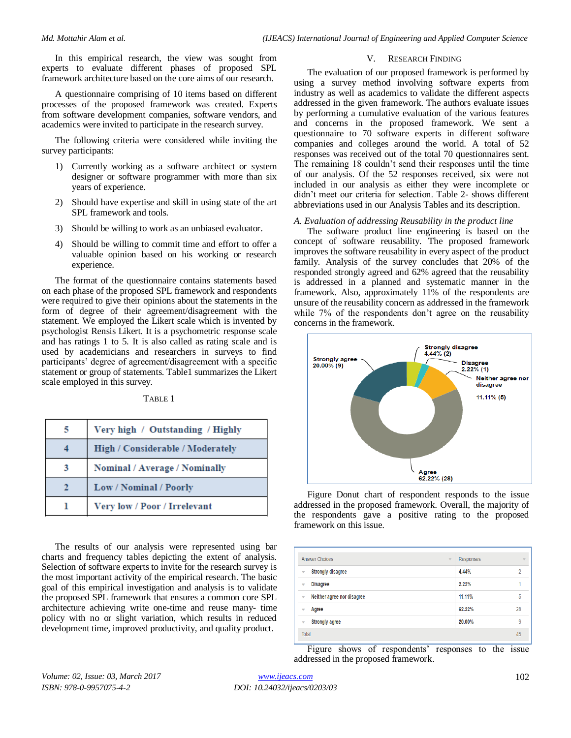In this empirical research, the view was sought from experts to evaluate different phases of proposed SPL framework architecture based on the core aims of our research.

A questionnaire comprising of 10 items based on different processes of the proposed framework was created. Experts from software development companies, software vendors, and academics were invited to participate in the research survey.

The following criteria were considered while inviting the survey participants:

1) Currently working as a software architect or system designer or software programmer with more than six years of experience.
2) Should have expertise and skill in using state of the art SPL framework and tools.
3) Should be willing to work as an unbiased evaluator.
4) Should be willing to commit time and effort to offer a valuable opinion based on his working or research experience.

The format of the questionnaire contains statements based on each phase of the proposed SPL framework and respondents were required to give their opinions about the statements in the form of degree of their agreement/disagreement with the statement. We employed the Likert scale which is invented by psychologist Rensis Likert. It is a psychometric response scale and has ratings 1 to 5. It is also called as rating scale and is used by academicians and researchers in surveys to find participants' degree of agreement/disagreement with a specific statement or group of statements. Table1 summarizes the Likert scale employed in this survey.

TABLE 1

| | |
|---|---|
| 5 | Very high / Outstanding / Highly |
| 4 | High / Considerable / Moderately |
| 3 | Nominal / Average / Nominally |
| 2 | Low / Nominal / Poorly |
| 1 | Very low / Poor / Irrelevant |

The results of our analysis were represented using bar charts and frequency tables depicting the extent of analysis. Selection of software experts to invite for the research survey is the most important activity of the empirical research. The basic goal of this empirical investigation and analysis is to validate the proposed SPL framework that ensures a common core SPL architecture achieving write one-time and reuse many- time policy with no or slight variation, which results in reduced development time, improved productivity, and quality product.

## V. Research Finding

The evaluation of our proposed framework is performed by using a survey method involving software experts from industry as well as academics to validate the different aspects addressed in the given framework. The authors evaluate issues by performing a cumulative evaluation of the various features and concerns in the proposed framework. We sent a questionnaire to 70 software experts in different software companies and colleges around the world. A total of 52 responses was received out of the total 70 questionnaires sent. The remaining 18 couldn't send their responses until the time of our analysis. Of the 52 responses received, six were not included in our analysis as either they were incomplete or didn't meet our criteria for selection. Table 2- shows different abbreviations used in our Analysis Tables and its description.

### *A. Evaluation of addressing Reusability in the product line*

The software product line engineering is based on the concept of software reusability. The proposed framework improves the software reusability in every aspect of the product family. Analysis of the survey concludes that 20% of the responded strongly agreed and 62% agreed that the reusability is addressed in a planned and systematic manner in the framework. Also, approximately 11% of the respondents are unsure of the reusability concern as addressed in the framework while 7% of the respondents don't agree on the reusability concerns in the framework.

Strongly disagree 4.44% (2); Disagree 2.22% (1); Neither agree nor disagree 11.11% (5); Agree 62.22% (28); Strongly agree 20.00% (9)

Figure Donut chart of respondent responds to the issue addressed in the proposed framework. Overall, the majority of the respondents gave a positive rating to the proposed framework on this issue.

| Answer Choices | Responses | |
|---|---|---|
| Strongly disagree | 4.44% | 2 |
| Disagree | 2.22% | 1 |
| Neither agree nor disagree | 11.11% | 5 |
| Agree | 62.22% | 28 |
| Strongly agree | 20.00% | 9 |
| Total | | 45 |

Figure shows of respondents' responses to the issue addressed in the proposed framework.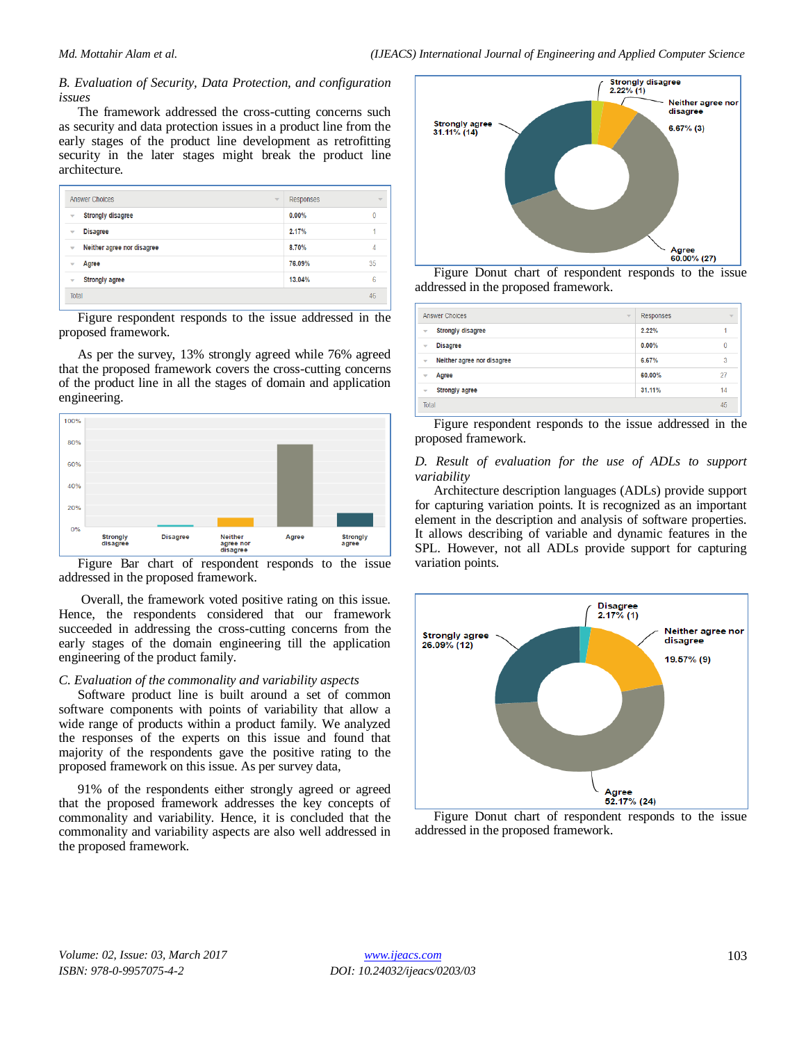*B. Evaluation of Security, Data Protection, and configuration issues*

The framework addressed the cross-cutting concerns such as security and data protection issues in a product line from the early stages of product line development as retrofitting security in the later stages might break the product line architecture.

| Answer Choices | Responses | |
|---|---|---|
| Strongly disagree | 0.00% | 0 |
| Disagree | 2.17% | 1 |
| Neither agree nor disagree | 8.70% | 4 |
| Agree | 76.09% | 35 |
| Strongly agree | 13.04% | 6 |
| Total | | 46 |

Figure respondent responds to the issue addressed in the proposed framework.

As per the survey, 13% strongly agreed while 76% agreed that the proposed framework covers the cross-cutting concerns of the product line in all the stages of domain and application engineering.

Figure Bar chart of respondent responds to the issue addressed in the proposed framework.

Overall, the framework voted positive rating on this issue. Hence, the respondents considered that our framework succeeded in addressing the cross-cutting concerns from the early stages of the domain engineering till the application engineering of the product family.

*C. Evaluation of the commonality and variability aspects*

Software product line is built around a set of common software components with points of variability that allow a wide range of products within a product family. We analyzed the responses of the experts on this issue and found that majority of the respondents gave the positive rating to the proposed framework on this issue. As per survey data,

91% of the respondents either strongly agreed or agreed that the proposed framework addresses the key concepts of commonality and variability. Hence, it is concluded that the commonality and variability aspects are also well addressed in the proposed framework.

Figure Donut chart of respondent responds to the issue addressed in the proposed framework.

| Answer Choices | Responses | |
|---|---|---|
| Strongly disagree | 2.22% | 1 |
| Disagree | 0.00% | 0 |
| Neither agree nor disagree | 6.67% | 3 |
| Agree | 60.00% | 27 |
| Strongly agree | 31.11% | 14 |
| Total | | 45 |

Figure respondent responds to the issue addressed in the proposed framework.

*D. Result of evaluation for the use of ADLs to support variability*

Architecture description languages (ADLs) provide support for capturing variation points. It is recognized as an important element in the description and analysis of software properties. It allows describing of variable and dynamic features in the SPL. However, not all ADLs provide support for capturing variation points.

Figure Donut chart of respondent responds to the issue addressed in the proposed framework.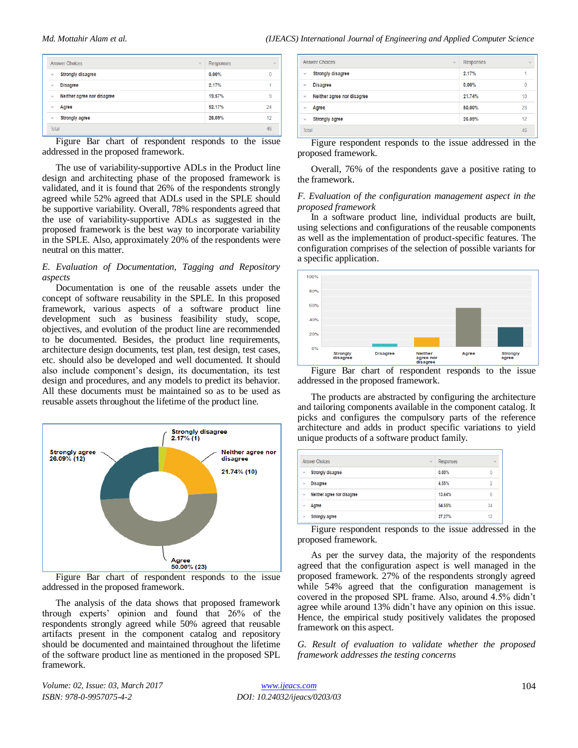| Answer Choices | Responses | |
|---|---|---|
| Strongly disagree | 0.00% | 0 |
| Disagree | 2.17% | 1 |
| Neither agree nor disagree | 19.57% | 9 |
| Agree | 52.17% | 24 |
| Strongly agree | 26.09% | 12 |
| Total | | 46 |

Figure Bar chart of respondent responds to the issue addressed in the proposed framework.

The use of variability-supportive ADLs in the Product line design and architecting phase of the proposed framework is validated, and it is found that 26% of the respondents strongly agreed while 52% agreed that ADLs used in the SPLE should be supportive variability. Overall, 78% respondents agreed that the use of variability-supportive ADLs as suggested in the proposed framework is the best way to incorporate variability in the SPLE. Also, approximately 20% of the respondents were neutral on this matter.

*E. Evaluation of Documentation, Tagging and Repository aspects*

Documentation is one of the reusable assets under the concept of software reusability in the SPLE. In this proposed framework, various aspects of a software product line development such as business feasibility study, scope, objectives, and evolution of the product line are recommended to be documented. Besides, the product line requirements, architecture design documents, test plan, test design, test cases, etc. should also be developed and well documented. It should also include component's design, its documentation, its test design and procedures, and any models to predict its behavior. All these documents must be maintained so as to be used as reusable assets throughout the lifetime of the product line.

Strongly disagree 2.17% (1); Neither agree nor disagree 21.74% (10); Agree 50.00% (23); Strongly agree 26.09% (12)

Figure Bar chart of respondent responds to the issue addressed in the proposed framework.

The analysis of the data shows that proposed framework through experts' opinion and found that 26% of the respondents strongly agreed while 50% agreed that reusable artifacts present in the component catalog and repository should be documented and maintained throughout the lifetime of the software product line as mentioned in the proposed SPL framework.

| Answer Choices | Responses | |
|---|---|---|
| Strongly disagree | 2.17% | 1 |
| Disagree | 0.00% | 0 |
| Neither agree nor disagree | 21.74% | 10 |
| Agree | 50.00% | 23 |
| Strongly agree | 26.09% | 12 |
| Total | | 46 |

Figure respondent responds to the issue addressed in the proposed framework.

Overall, 76% of the respondents gave a positive rating to the framework.

*F. Evaluation of the configuration management aspect in the proposed framework*

In a software product line, individual products are built, using selections and configurations of the reusable components as well as the implementation of product-specific features. The configuration comprises of the selection of possible variants for a specific application.

Figure Bar chart of respondent responds to the issue addressed in the proposed framework.

The products are abstracted by configuring the architecture and tailoring components available in the component catalog. It picks and configures the compulsory parts of the reference architecture and adds in product specific variations to yield unique products of a software product family.

| Answer Choices | Responses | |
|---|---|---|
| Strongly disagree | 0.00% | 0 |
| Disagree | 4.55% | 2 |
| Neither agree nor disagree | 13.64% | 6 |
| Agree | 54.55% | 24 |
| Strongly agree | 27.27% | 12 |

Figure respondent responds to the issue addressed in the proposed framework.

As per the survey data, the majority of the respondents agreed that the configuration aspect is well managed in the proposed framework. 27% of the respondents strongly agreed while 54% agreed that the configuration management is covered in the proposed SPL frame. Also, around 4.5% didn't agree while around 13% didn't have any opinion on this issue. Hence, the empirical study positively validates the proposed framework on this aspect.

*G. Result of evaluation to validate whether the proposed framework addresses the testing concerns*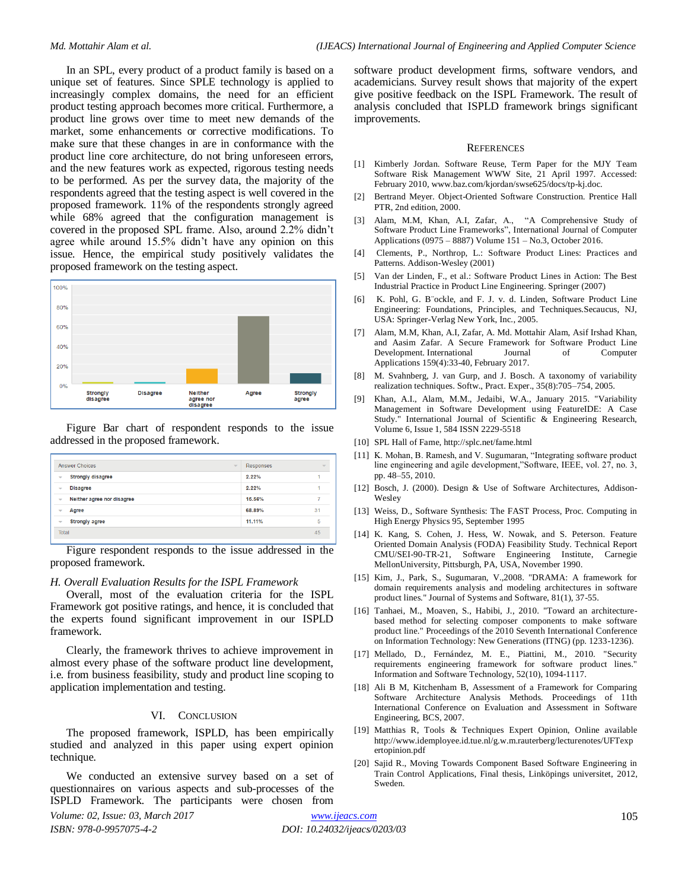In an SPL, every product of a product family is based on a unique set of features. Since SPLE technology is applied to increasingly complex domains, the need for an efficient product testing approach becomes more critical. Furthermore, a product line grows over time to meet new demands of the market, some enhancements or corrective modifications. To make sure that these changes in are in conformance with the product line core architecture, do not bring unforeseen errors, and the new features work as expected, rigorous testing needs to be performed. As per the survey data, the majority of the respondents agreed that the testing aspect is well covered in the proposed framework. 11% of the respondents strongly agreed while 68% agreed that the configuration management is covered in the proposed SPL frame. Also, around 2.2% didn't agree while around 15.5% didn't have any opinion on this issue. Hence, the empirical study positively validates the proposed framework on the testing aspect.

Figure Bar chart of respondent responds to the issue addressed in the proposed framework.

| Answer Choices | Responses | |
|---|---|---|
| Strongly disagree | 2.22% | 1 |
| Disagree | 2.22% | 1 |
| Neither agree nor disagree | 15.56% | 7 |
| Agree | 68.89% | 31 |
| Strongly agree | 11.11% | 5 |
| Total | | 45 |

Figure respondent responds to the issue addressed in the proposed framework.

### *H. Overall Evaluation Results for the ISPL Framework*

Overall, most of the evaluation criteria for the ISPL Framework got positive ratings, and hence, it is concluded that the experts found significant improvement in our ISPLD framework.

Clearly, the framework thrives to achieve improvement in almost every phase of the software product line development, i.e. from business feasibility, study and product line scoping to application implementation and testing.

## VI. Conclusion

The proposed framework, ISPLD, has been empirically studied and analyzed in this paper using expert opinion technique.

We conducted an extensive survey based on a set of questionnaires on various aspects and sub-processes of the ISPLD Framework. The participants were chosen from software product development firms, software vendors, and academicians. Survey result shows that majority of the expert give positive feedback on the ISPL Framework. The result of analysis concluded that ISPLD framework brings significant improvements.

## References

[1] Kimberly Jordan. Software Reuse, Term Paper for the MJY Team Software Risk Management WWW Site, 21 April 1997. Accessed: February 2010, www.baz.com/kjordan/swse625/docs/tp-kj.doc.

[2] Bertrand Meyer. Object-Oriented Software Construction. Prentice Hall PTR, 2nd edition, 2000.

[3] Alam, M.M, Khan, A.I, Zafar, A., "A Comprehensive Study of Software Product Line Frameworks", International Journal of Computer Applications (0975 – 8887) Volume 151 – No.3, October 2016.

[4] Clements, P., Northrop, L.: Software Product Lines: Practices and Patterns. Addison-Wesley (2001)

[5] Van der Linden, F., et al.: Software Product Lines in Action: The Best Industrial Practice in Product Line Engineering. Springer (2007)

[6] K. Pohl, G. B¨ockle, and F. J. v. d. Linden, Software Product Line Engineering: Foundations, Principles, and Techniques.Secaucus, NJ, USA: Springer-Verlag New York, Inc., 2005.

[7] Alam, M.M, Khan, A.I, Zafar, A. Md. Mottahir Alam, Asif Irshad Khan, and Aasim Zafar. A Secure Framework for Software Product Line Development. International Journal of Computer Applications 159(4):33-40, February 2017.

[8] M. Svahnberg, J. van Gurp, and J. Bosch. A taxonomy of variability realization techniques. Softw., Pract. Exper., 35(8):705–754, 2005.

[9] Khan, A.I., Alam, M.M., Jedaibi, W.A., January 2015. "Variability Management in Software Development using FeatureIDE: A Case Study." International Journal of Scientific & Engineering Research, Volume 6, Issue 1, 584 ISSN 2229-5518

[10] SPL Hall of Fame, http://splc.net/fame.html

[11] K. Mohan, B. Ramesh, and V. Sugumaran, "Integrating software product line engineering and agile development,"Software, IEEE, vol. 27, no. 3, pp. 48–55, 2010.

[12] Bosch, J. (2000). Design & Use of Software Architectures, Addison-Wesley

[13] Weiss, D., Software Synthesis: The FAST Process, Proc. Computing in High Energy Physics 95, September 1995

[14] K. Kang, S. Cohen, J. Hess, W. Nowak, and S. Peterson. Feature Oriented Domain Analysis (FODA) Feasibility Study. Technical Report CMU/SEI-90-TR-21, Software Engineering Institute, Carnegie MellonUniversity, Pittsburgh, PA, USA, November 1990.

[15] Kim, J., Park, S., Sugumaran, V.,2008. "DRAMA: A framework for domain requirements analysis and modeling architectures in software product lines." Journal of Systems and Software, 81(1), 37-55.

[16] Tanhaei, M., Moaven, S., Habibi, J., 2010. "Toward an architecture-based method for selecting composer components to make software product line." Proceedings of the 2010 Seventh International Conference on Information Technology: New Generations (ITNG) (pp. 1233-1236).

[17] Mellado, D., Fernández, M. E., Piattini, M., 2010. "Security requirements engineering framework for software product lines." Information and Software Technology, 52(10), 1094-1117.

[18] Ali B M, Kitchenham B, Assessment of a Framework for Comparing Software Architecture Analysis Methods. Proceedings of 11th International Conference on Evaluation and Assessment in Software Engineering, BCS, 2007.

[19] Matthias R, Tools & Techniques Expert Opinion, Online available http://www.idemployee.id.tue.nl/g.w.m.rauterberg/lecturenotes/UFTexpertopinion.pdf

[20] Sajid R., Moving Towards Component Based Software Engineering in Train Control Applications, Final thesis, Linköpings universitet, 2012, Sweden.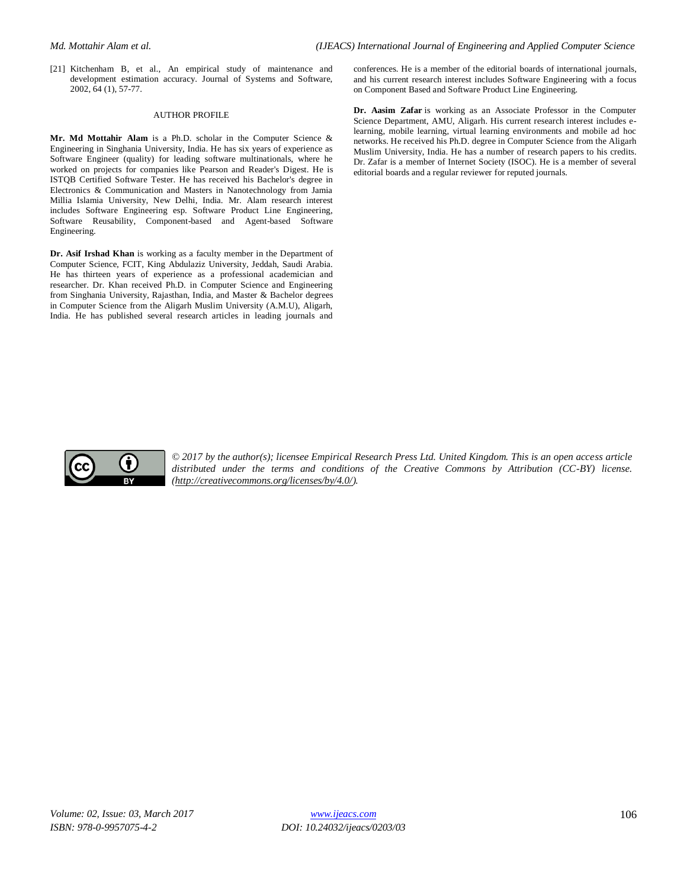[21] Kitchenham B, et al., An empirical study of maintenance and development estimation accuracy. Journal of Systems and Software, 2002, 64 (1), 57-77.

## AUTHOR PROFILE

**Mr. Md Mottahir Alam** is a Ph.D. scholar in the Computer Science & Engineering in Singhania University, India. He has six years of experience as Software Engineer (quality) for leading software multinationals, where he worked on projects for companies like Pearson and Reader's Digest. He is ISTQB Certified Software Tester. He has received his Bachelor's degree in Electronics & Communication and Masters in Nanotechnology from Jamia Millia Islamia University, New Delhi, India. Mr. Alam research interest includes Software Engineering esp. Software Product Line Engineering, Software Reusability, Component-based and Agent-based Software Engineering.

**Dr. Asif Irshad Khan** is working as a faculty member in the Department of Computer Science, FCIT, King Abdulaziz University, Jeddah, Saudi Arabia. He has thirteen years of experience as a professional academician and researcher. Dr. Khan received Ph.D. in Computer Science and Engineering from Singhania University, Rajasthan, India, and Master & Bachelor degrees in Computer Science from the Aligarh Muslim University (A.M.U), Aligarh, India. He has published several research articles in leading journals and conferences. He is a member of the editorial boards of international journals, and his current research interest includes Software Engineering with a focus on Component Based and Software Product Line Engineering.

**Dr. Aasim Zafar** is working as an Associate Professor in the Computer Science Department, AMU, Aligarh. His current research interest includes e-learning, mobile learning, virtual learning environments and mobile ad hoc networks. He received his Ph.D. degree in Computer Science from the Aligarh Muslim University, India. He has a number of research papers to his credits. Dr. Zafar is a member of Internet Society (ISOC). He is a member of several editorial boards and a regular reviewer for reputed journals.

*© 2017 by the author(s); licensee Empirical Research Press Ltd. United Kingdom. This is an open access article distributed under the terms and conditions of the Creative Commons by Attribution (CC-BY) license. (http://creativecommons.org/licenses/by/4.0/).*